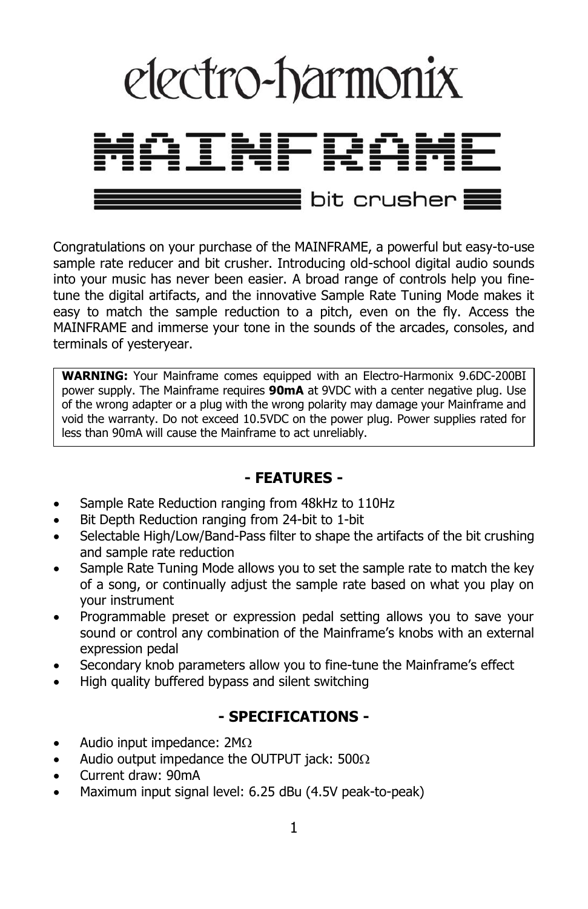# electro-harmonix

# MAINFRAME

## bit crusher

Congratulations on your purchase of the MAINFRAME, a powerful but easy-to-use sample rate reducer and bit crusher. Introducing old-school digital audio sounds into your music has never been easier. A broad range of controls help you fine-tune the digital artifacts, and the innovative Sample Rate Tuning Mode makes it easy to match the sample reduction to a pitch, even on the fly. Access the MAINFRAME and immerse your tone in the sounds of the arcades, consoles, and terminals of yesteryear.

**WARNING:** Your Mainframe comes equipped with an Electro-Harmonix 9.6DC-200BI power supply. The Mainframe requires **90mA** at 9VDC with a center negative plug. Use of the wrong adapter or a plug with the wrong polarity may damage your Mainframe and void the warranty. Do not exceed 10.5VDC on the power plug. Power supplies rated for less than 90mA will cause the Mainframe to act unreliably.

## - FEATURES -

- Sample Rate Reduction ranging from 48kHz to 110Hz
- Bit Depth Reduction ranging from 24-bit to 1-bit
- Selectable High/Low/Band-Pass filter to shape the artifacts of the bit crushing and sample rate reduction
- Sample Rate Tuning Mode allows you to set the sample rate to match the key of a song, or continually adjust the sample rate based on what you play on your instrument
- Programmable preset or expression pedal setting allows you to save your sound or control any combination of the Mainframe's knobs with an external expression pedal
- Secondary knob parameters allow you to fine-tune the Mainframe's effect
- High quality buffered bypass and silent switching

## - SPECIFICATIONS -

- Audio input impedance: 2MΩ
- Audio output impedance the OUTPUT jack: 500Ω
- Current draw: 90mA
- Maximum input signal level: 6.25 dBu (4.5V peak-to-peak)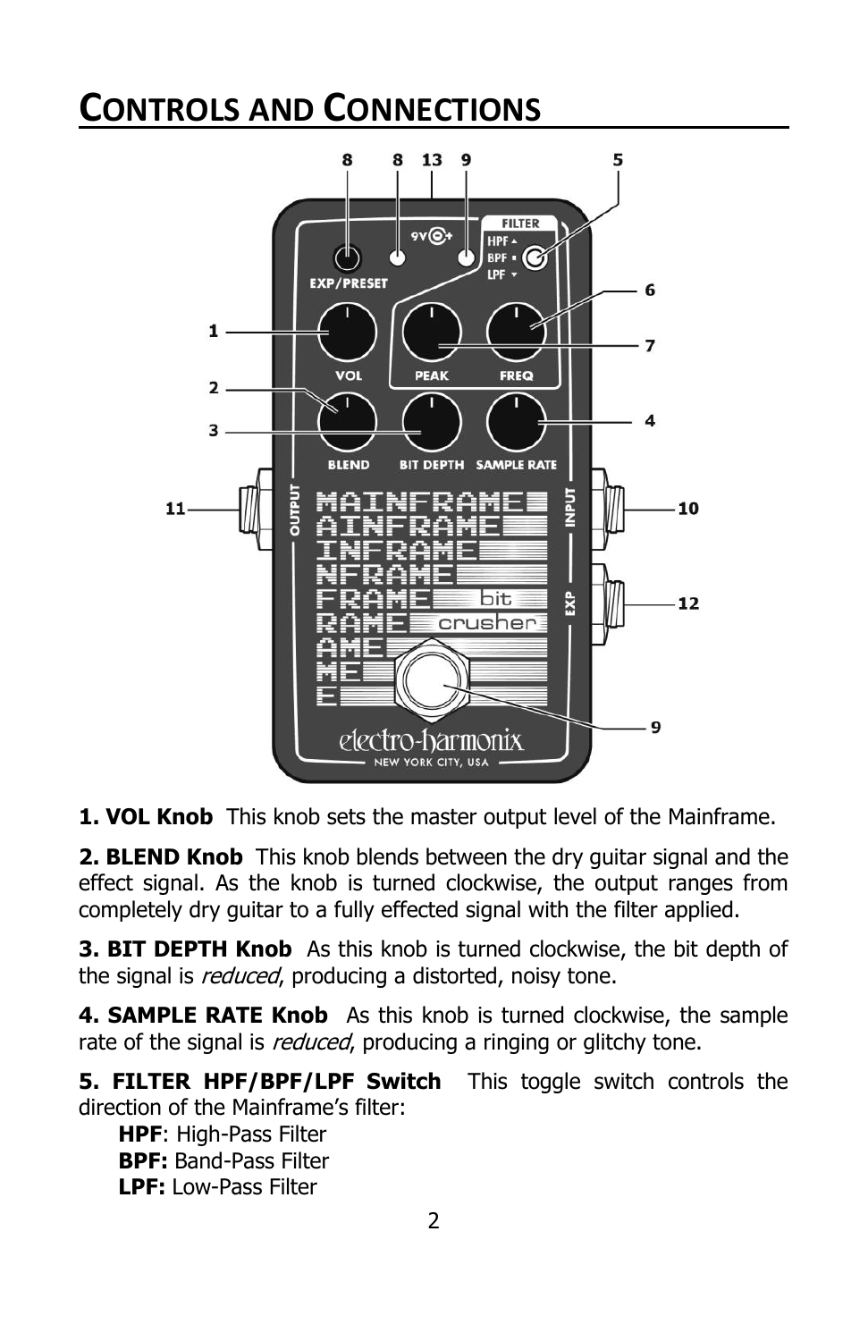# Controls and Connections

**1. VOL Knob** This knob sets the master output level of the Mainframe.

**2. BLEND Knob** This knob blends between the dry guitar signal and the effect signal. As the knob is turned clockwise, the output ranges from completely dry guitar to a fully effected signal with the filter applied.

**3. BIT DEPTH Knob** As this knob is turned clockwise, the bit depth of the signal is *reduced*, producing a distorted, noisy tone.

**4. SAMPLE RATE Knob** As this knob is turned clockwise, the sample rate of the signal is *reduced*, producing a ringing or glitchy tone.

**5. FILTER HPF/BPF/LPF Switch** This toggle switch controls the direction of the Mainframe's filter:

**HPF**: High-Pass Filter
**BPF:** Band-Pass Filter
**LPF:** Low-Pass Filter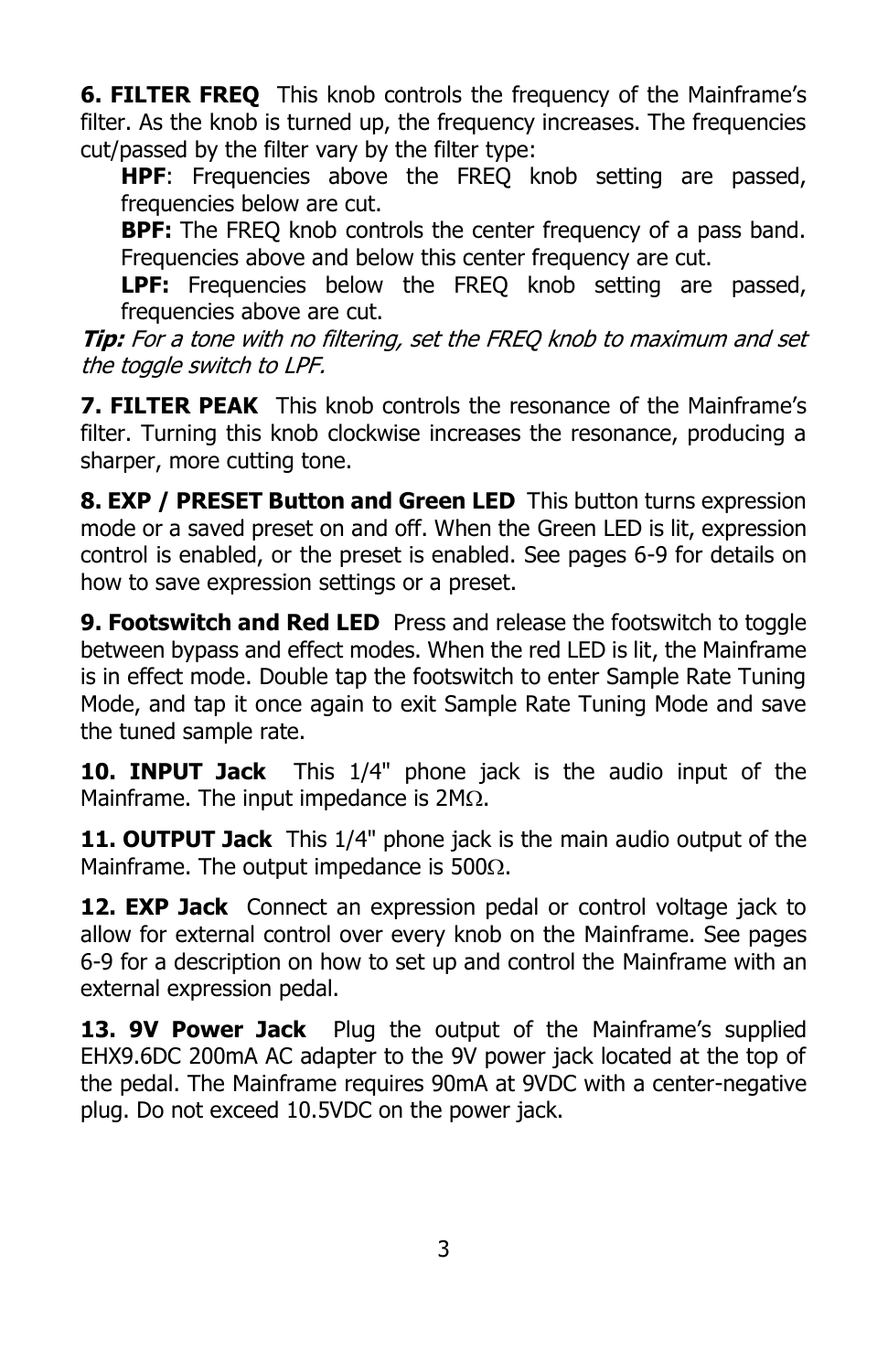**6. FILTER FREQ** This knob controls the frequency of the Mainframe's filter. As the knob is turned up, the frequency increases. The frequencies cut/passed by the filter vary by the filter type:

**HPF**: Frequencies above the FREQ knob setting are passed, frequencies below are cut.

**BPF:** The FREQ knob controls the center frequency of a pass band. Frequencies above and below this center frequency are cut.

**LPF:** Frequencies below the FREQ knob setting are passed, frequencies above are cut.

***Tip:*** *For a tone with no filtering, set the FREQ knob to maximum and set the toggle switch to LPF.*

**7. FILTER PEAK** This knob controls the resonance of the Mainframe's filter. Turning this knob clockwise increases the resonance, producing a sharper, more cutting tone.

**8. EXP / PRESET Button and Green LED** This button turns expression mode or a saved preset on and off. When the Green LED is lit, expression control is enabled, or the preset is enabled. See pages 6-9 for details on how to save expression settings or a preset.

**9. Footswitch and Red LED** Press and release the footswitch to toggle between bypass and effect modes. When the red LED is lit, the Mainframe is in effect mode. Double tap the footswitch to enter Sample Rate Tuning Mode, and tap it once again to exit Sample Rate Tuning Mode and save the tuned sample rate.

**10. INPUT Jack** This 1/4" phone jack is the audio input of the Mainframe. The input impedance is 2MΩ.

**11. OUTPUT Jack** This 1/4" phone jack is the main audio output of the Mainframe. The output impedance is 500Ω.

**12. EXP Jack** Connect an expression pedal or control voltage jack to allow for external control over every knob on the Mainframe. See pages 6-9 for a description on how to set up and control the Mainframe with an external expression pedal.

**13. 9V Power Jack** Plug the output of the Mainframe's supplied EHX9.6DC 200mA AC adapter to the 9V power jack located at the top of the pedal. The Mainframe requires 90mA at 9VDC with a center-negative plug. Do not exceed 10.5VDC on the power jack.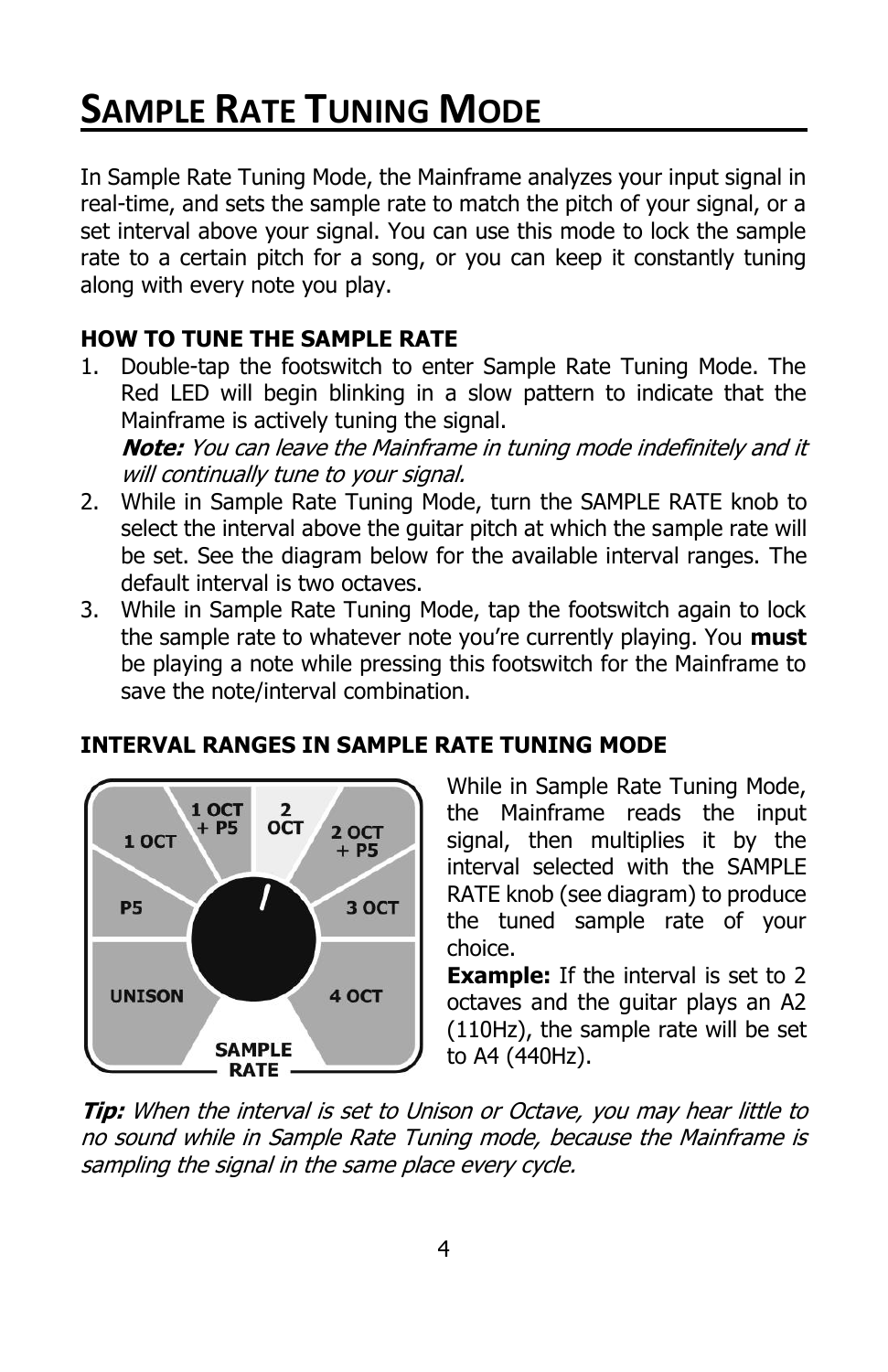# Sample Rate Tuning Mode

In Sample Rate Tuning Mode, the Mainframe analyzes your input signal in real-time, and sets the sample rate to match the pitch of your signal, or a set interval above your signal. You can use this mode to lock the sample rate to a certain pitch for a song, or you can keep it constantly tuning along with every note you play.

**HOW TO TUNE THE SAMPLE RATE**

1. Double-tap the footswitch to enter Sample Rate Tuning Mode. The Red LED will begin blinking in a slow pattern to indicate that the Mainframe is actively tuning the signal.
   ***Note:*** *You can leave the Mainframe in tuning mode indefinitely and it will continually tune to your signal.*
2. While in Sample Rate Tuning Mode, turn the SAMPLE RATE knob to select the interval above the guitar pitch at which the sample rate will be set. See the diagram below for the available interval ranges. The default interval is two octaves.
3. While in Sample Rate Tuning Mode, tap the footswitch again to lock the sample rate to whatever note you're currently playing. You **must** be playing a note while pressing this footswitch for the Mainframe to save the note/interval combination.

**INTERVAL RANGES IN SAMPLE RATE TUNING MODE**

UNISON, P5, 1 OCT, 1 OCT + P5, 2 OCT, 2 OCT + P5, 3 OCT, 4 OCT
SAMPLE RATE

While in Sample Rate Tuning Mode, the Mainframe reads the input signal, then multiplies it by the interval selected with the SAMPLE RATE knob (see diagram) to produce the tuned sample rate of your choice.

**Example:** If the interval is set to 2 octaves and the guitar plays an A2 (110Hz), the sample rate will be set to A4 (440Hz).

***Tip:*** *When the interval is set to Unison or Octave, you may hear little to no sound while in Sample Rate Tuning mode, because the Mainframe is sampling the signal in the same place every cycle.*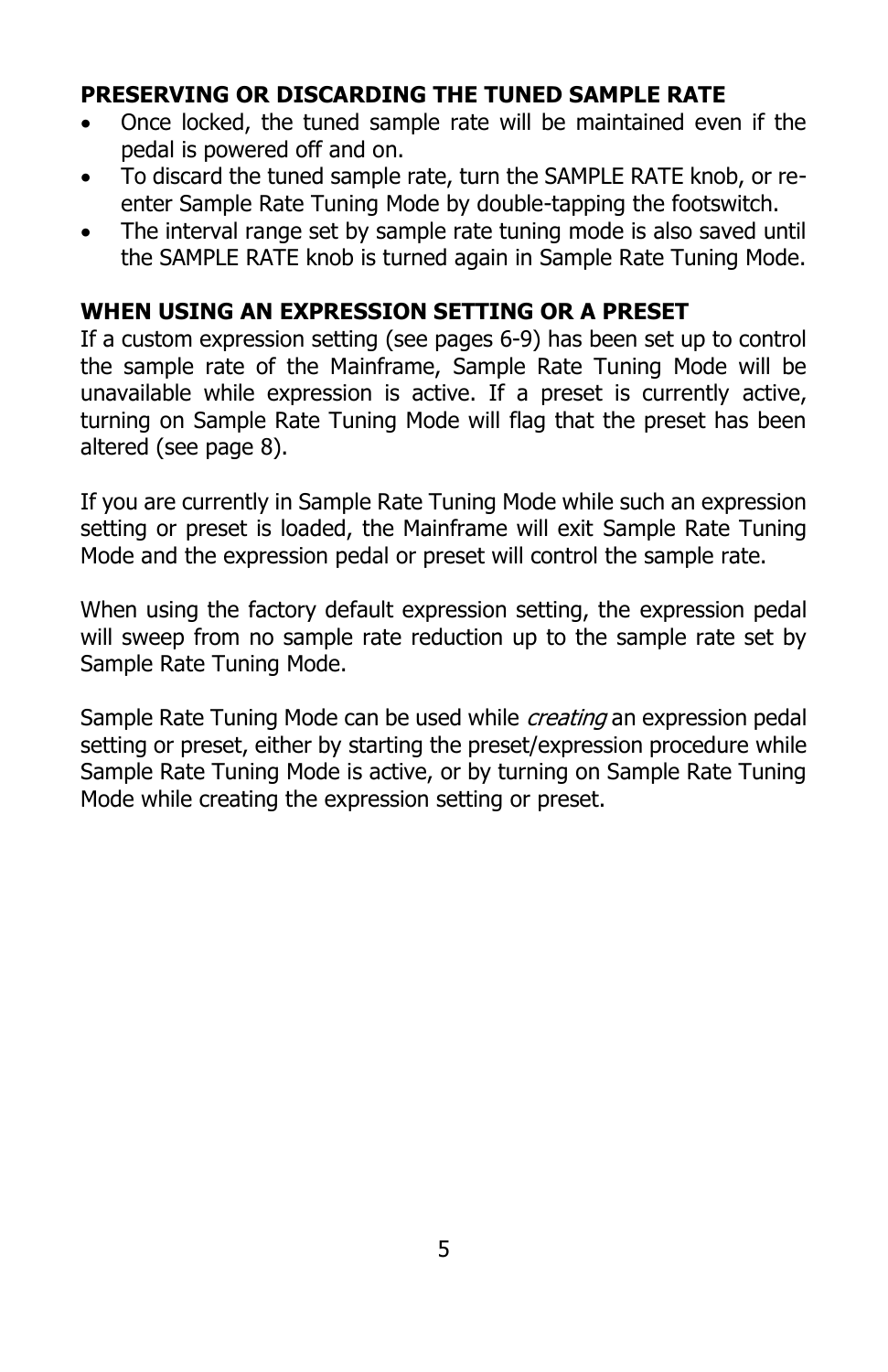## PRESERVING OR DISCARDING THE TUNED SAMPLE RATE

- Once locked, the tuned sample rate will be maintained even if the pedal is powered off and on.
- To discard the tuned sample rate, turn the SAMPLE RATE knob, or re-enter Sample Rate Tuning Mode by double-tapping the footswitch.
- The interval range set by sample rate tuning mode is also saved until the SAMPLE RATE knob is turned again in Sample Rate Tuning Mode.

## WHEN USING AN EXPRESSION SETTING OR A PRESET

If a custom expression setting (see pages 6-9) has been set up to control the sample rate of the Mainframe, Sample Rate Tuning Mode will be unavailable while expression is active. If a preset is currently active, turning on Sample Rate Tuning Mode will flag that the preset has been altered (see page 8).

If you are currently in Sample Rate Tuning Mode while such an expression setting or preset is loaded, the Mainframe will exit Sample Rate Tuning Mode and the expression pedal or preset will control the sample rate.

When using the factory default expression setting, the expression pedal will sweep from no sample rate reduction up to the sample rate set by Sample Rate Tuning Mode.

Sample Rate Tuning Mode can be used while *creating* an expression pedal setting or preset, either by starting the preset/expression procedure while Sample Rate Tuning Mode is active, or by turning on Sample Rate Tuning Mode while creating the expression setting or preset.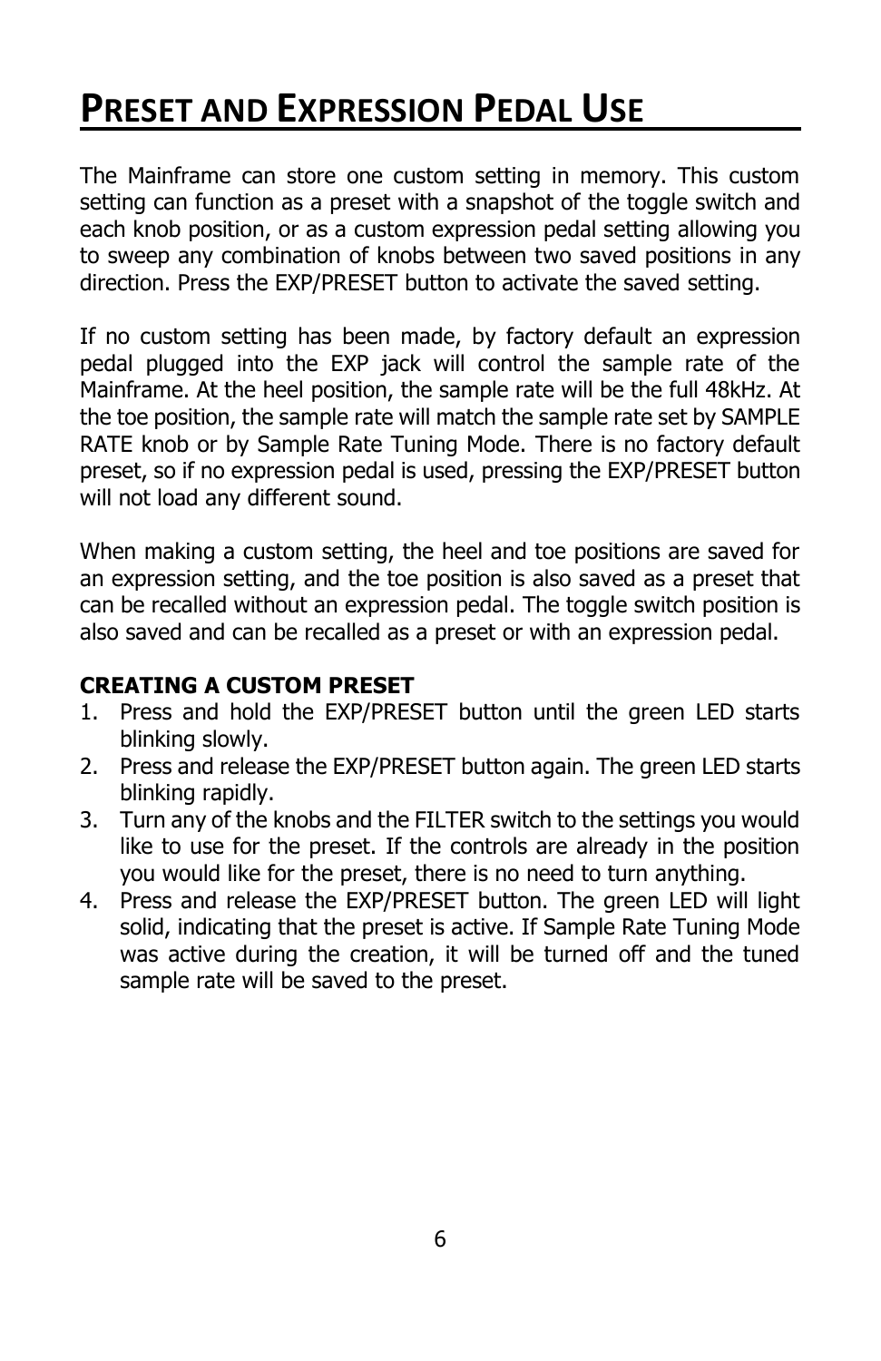# Preset and Expression Pedal Use

The Mainframe can store one custom setting in memory. This custom setting can function as a preset with a snapshot of the toggle switch and each knob position, or as a custom expression pedal setting allowing you to sweep any combination of knobs between two saved positions in any direction. Press the EXP/PRESET button to activate the saved setting.

If no custom setting has been made, by factory default an expression pedal plugged into the EXP jack will control the sample rate of the Mainframe. At the heel position, the sample rate will be the full 48kHz. At the toe position, the sample rate will match the sample rate set by SAMPLE RATE knob or by Sample Rate Tuning Mode. There is no factory default preset, so if no expression pedal is used, pressing the EXP/PRESET button will not load any different sound.

When making a custom setting, the heel and toe positions are saved for an expression setting, and the toe position is also saved as a preset that can be recalled without an expression pedal. The toggle switch position is also saved and can be recalled as a preset or with an expression pedal.

**CREATING A CUSTOM PRESET**

1. Press and hold the EXP/PRESET button until the green LED starts blinking slowly.
2. Press and release the EXP/PRESET button again. The green LED starts blinking rapidly.
3. Turn any of the knobs and the FILTER switch to the settings you would like to use for the preset. If the controls are already in the position you would like for the preset, there is no need to turn anything.
4. Press and release the EXP/PRESET button. The green LED will light solid, indicating that the preset is active. If Sample Rate Tuning Mode was active during the creation, it will be turned off and the tuned sample rate will be saved to the preset.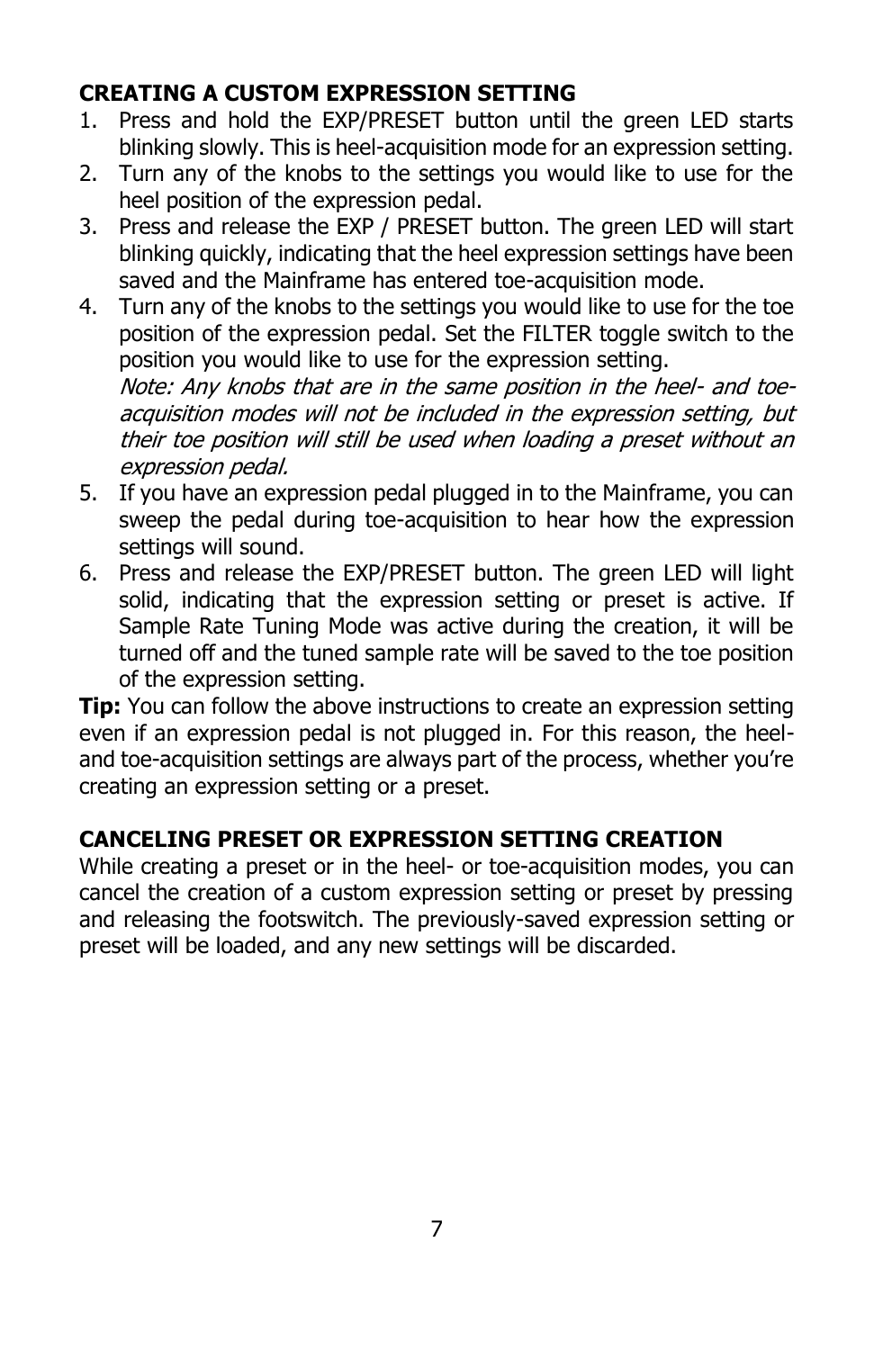**CREATING A CUSTOM EXPRESSION SETTING**

1. Press and hold the EXP/PRESET button until the green LED starts blinking slowly. This is heel-acquisition mode for an expression setting.
2. Turn any of the knobs to the settings you would like to use for the heel position of the expression pedal.
3. Press and release the EXP / PRESET button. The green LED will start blinking quickly, indicating that the heel expression settings have been saved and the Mainframe has entered toe-acquisition mode.
4. Turn any of the knobs to the settings you would like to use for the toe position of the expression pedal. Set the FILTER toggle switch to the position you would like to use for the expression setting.
   *Note: Any knobs that are in the same position in the heel- and toe-acquisition modes will not be included in the expression setting, but their toe position will still be used when loading a preset without an expression pedal.*
5. If you have an expression pedal plugged in to the Mainframe, you can sweep the pedal during toe-acquisition to hear how the expression settings will sound.
6. Press and release the EXP/PRESET button. The green LED will light solid, indicating that the expression setting or preset is active. If Sample Rate Tuning Mode was active during the creation, it will be turned off and the tuned sample rate will be saved to the toe position of the expression setting.

**Tip:** You can follow the above instructions to create an expression setting even if an expression pedal is not plugged in. For this reason, the heel- and toe-acquisition settings are always part of the process, whether you're creating an expression setting or a preset.

**CANCELING PRESET OR EXPRESSION SETTING CREATION**

While creating a preset or in the heel- or toe-acquisition modes, you can cancel the creation of a custom expression setting or preset by pressing and releasing the footswitch. The previously-saved expression setting or preset will be loaded, and any new settings will be discarded.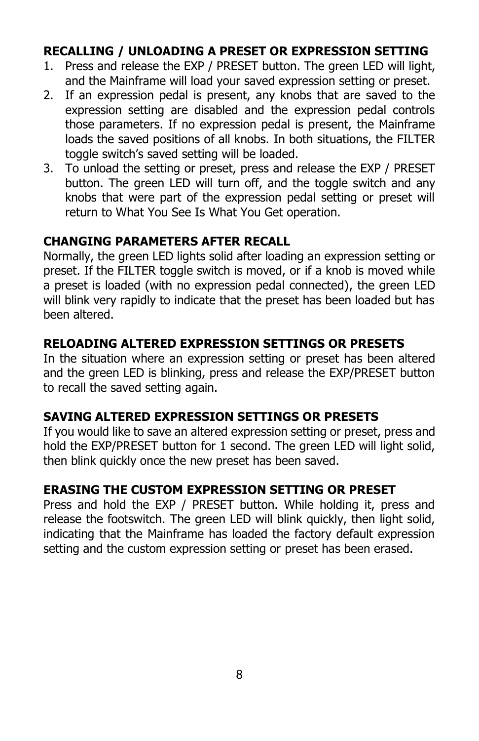### RECALLING / UNLOADING A PRESET OR EXPRESSION SETTING

1. Press and release the EXP / PRESET button. The green LED will light, and the Mainframe will load your saved expression setting or preset.
2. If an expression pedal is present, any knobs that are saved to the expression setting are disabled and the expression pedal controls those parameters. If no expression pedal is present, the Mainframe loads the saved positions of all knobs. In both situations, the FILTER toggle switch's saved setting will be loaded.
3. To unload the setting or preset, press and release the EXP / PRESET button. The green LED will turn off, and the toggle switch and any knobs that were part of the expression pedal setting or preset will return to What You See Is What You Get operation.

### CHANGING PARAMETERS AFTER RECALL

Normally, the green LED lights solid after loading an expression setting or preset. If the FILTER toggle switch is moved, or if a knob is moved while a preset is loaded (with no expression pedal connected), the green LED will blink very rapidly to indicate that the preset has been loaded but has been altered.

### RELOADING ALTERED EXPRESSION SETTINGS OR PRESETS

In the situation where an expression setting or preset has been altered and the green LED is blinking, press and release the EXP/PRESET button to recall the saved setting again.

### SAVING ALTERED EXPRESSION SETTINGS OR PRESETS

If you would like to save an altered expression setting or preset, press and hold the EXP/PRESET button for 1 second. The green LED will light solid, then blink quickly once the new preset has been saved.

### ERASING THE CUSTOM EXPRESSION SETTING OR PRESET

Press and hold the EXP / PRESET button. While holding it, press and release the footswitch. The green LED will blink quickly, then light solid, indicating that the Mainframe has loaded the factory default expression setting and the custom expression setting or preset has been erased.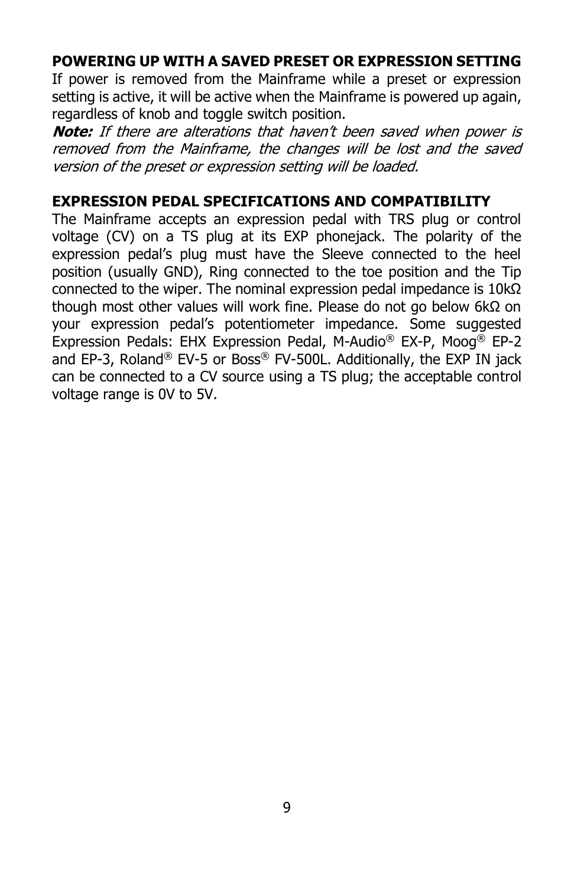## POWERING UP WITH A SAVED PRESET OR EXPRESSION SETTING

If power is removed from the Mainframe while a preset or expression setting is active, it will be active when the Mainframe is powered up again, regardless of knob and toggle switch position.

***Note:*** *If there are alterations that haven't been saved when power is removed from the Mainframe, the changes will be lost and the saved version of the preset or expression setting will be loaded.*

## EXPRESSION PEDAL SPECIFICATIONS AND COMPATIBILITY

The Mainframe accepts an expression pedal with TRS plug or control voltage (CV) on a TS plug at its EXP phonejack. The polarity of the expression pedal's plug must have the Sleeve connected to the heel position (usually GND), Ring connected to the toe position and the Tip connected to the wiper. The nominal expression pedal impedance is 10kΩ though most other values will work fine. Please do not go below 6kΩ on your expression pedal's potentiometer impedance. Some suggested Expression Pedals: EHX Expression Pedal, M-Audio® EX-P, Moog® EP-2 and EP-3, Roland® EV-5 or Boss® FV-500L. Additionally, the EXP IN jack can be connected to a CV source using a TS plug; the acceptable control voltage range is 0V to 5V.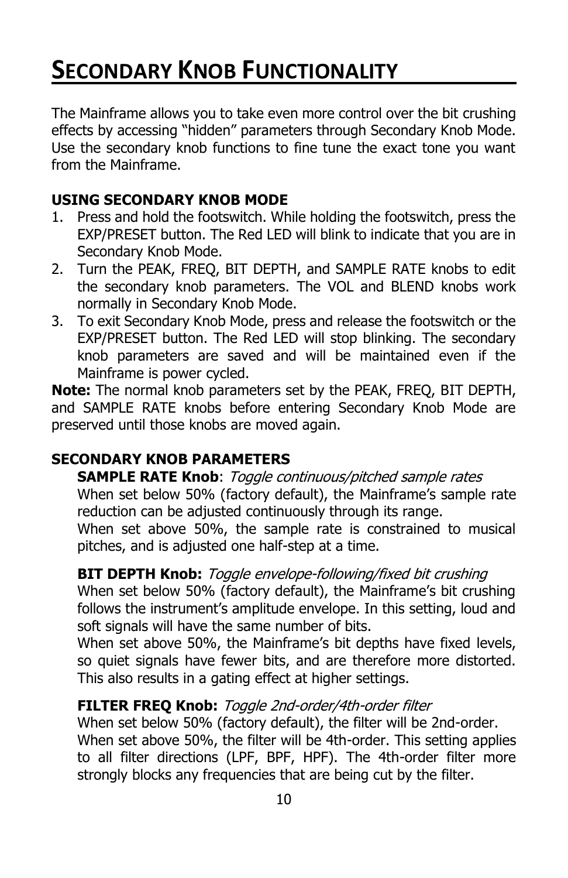# Secondary Knob Functionality

The Mainframe allows you to take even more control over the bit crushing effects by accessing "hidden" parameters through Secondary Knob Mode. Use the secondary knob functions to fine tune the exact tone you want from the Mainframe.

### USING SECONDARY KNOB MODE

1. Press and hold the footswitch. While holding the footswitch, press the EXP/PRESET button. The Red LED will blink to indicate that you are in Secondary Knob Mode.
2. Turn the PEAK, FREQ, BIT DEPTH, and SAMPLE RATE knobs to edit the secondary knob parameters. The VOL and BLEND knobs work normally in Secondary Knob Mode.
3. To exit Secondary Knob Mode, press and release the footswitch or the EXP/PRESET button. The Red LED will stop blinking. The secondary knob parameters are saved and will be maintained even if the Mainframe is power cycled.

**Note:** The normal knob parameters set by the PEAK, FREQ, BIT DEPTH, and SAMPLE RATE knobs before entering Secondary Knob Mode are preserved until those knobs are moved again.

### SECONDARY KNOB PARAMETERS

**SAMPLE RATE Knob**: *Toggle continuous/pitched sample rates*
When set below 50% (factory default), the Mainframe's sample rate reduction can be adjusted continuously through its range.
When set above 50%, the sample rate is constrained to musical pitches, and is adjusted one half-step at a time.

**BIT DEPTH Knob:** *Toggle envelope-following/fixed bit crushing*
When set below 50% (factory default), the Mainframe's bit crushing follows the instrument's amplitude envelope. In this setting, loud and soft signals will have the same number of bits.
When set above 50%, the Mainframe's bit depths have fixed levels, so quiet signals have fewer bits, and are therefore more distorted. This also results in a gating effect at higher settings.

**FILTER FREQ Knob:** *Toggle 2nd-order/4th-order filter*
When set below 50% (factory default), the filter will be 2nd-order.
When set above 50%, the filter will be 4th-order. This setting applies to all filter directions (LPF, BPF, HPF). The 4th-order filter more strongly blocks any frequencies that are being cut by the filter.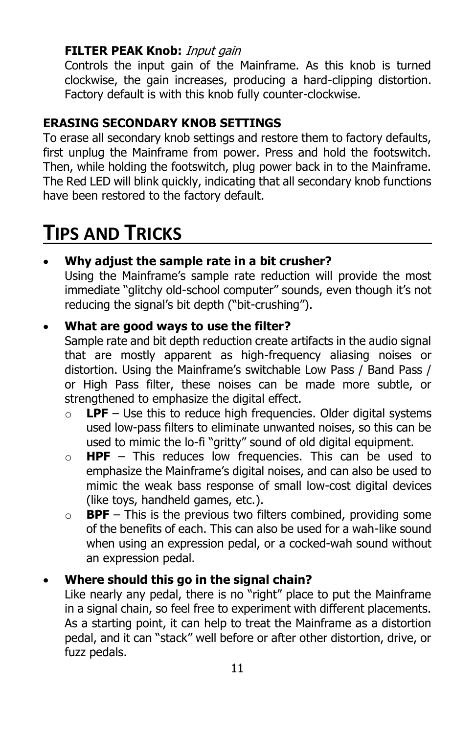**FILTER PEAK Knob:** *Input gain*

Controls the input gain of the Mainframe. As this knob is turned clockwise, the gain increases, producing a hard-clipping distortion. Factory default is with this knob fully counter-clockwise.

### ERASING SECONDARY KNOB SETTINGS

To erase all secondary knob settings and restore them to factory defaults, first unplug the Mainframe from power. Press and hold the footswitch. Then, while holding the footswitch, plug power back in to the Mainframe. The Red LED will blink quickly, indicating that all secondary knob functions have been restored to the factory default.

# TIPS AND TRICKS

- **Why adjust the sample rate in a bit crusher?**
  Using the Mainframe's sample rate reduction will provide the most immediate "glitchy old-school computer" sounds, even though it's not reducing the signal's bit depth ("bit-crushing").
- **What are good ways to use the filter?**
  Sample rate and bit depth reduction create artifacts in the audio signal that are mostly apparent as high-frequency aliasing noises or distortion. Using the Mainframe's switchable Low Pass / Band Pass / or High Pass filter, these noises can be made more subtle, or strengthened to emphasize the digital effect.
  - **LPF** – Use this to reduce high frequencies. Older digital systems used low-pass filters to eliminate unwanted noises, so this can be used to mimic the lo-fi "gritty" sound of old digital equipment.
  - **HPF** – This reduces low frequencies. This can be used to emphasize the Mainframe's digital noises, and can also be used to mimic the weak bass response of small low-cost digital devices (like toys, handheld games, etc.).
  - **BPF** – This is the previous two filters combined, providing some of the benefits of each. This can also be used for a wah-like sound when using an expression pedal, or a cocked-wah sound without an expression pedal.
- **Where should this go in the signal chain?**
  Like nearly any pedal, there is no "right" place to put the Mainframe in a signal chain, so feel free to experiment with different placements. As a starting point, it can help to treat the Mainframe as a distortion pedal, and it can "stack" well before or after other distortion, drive, or fuzz pedals.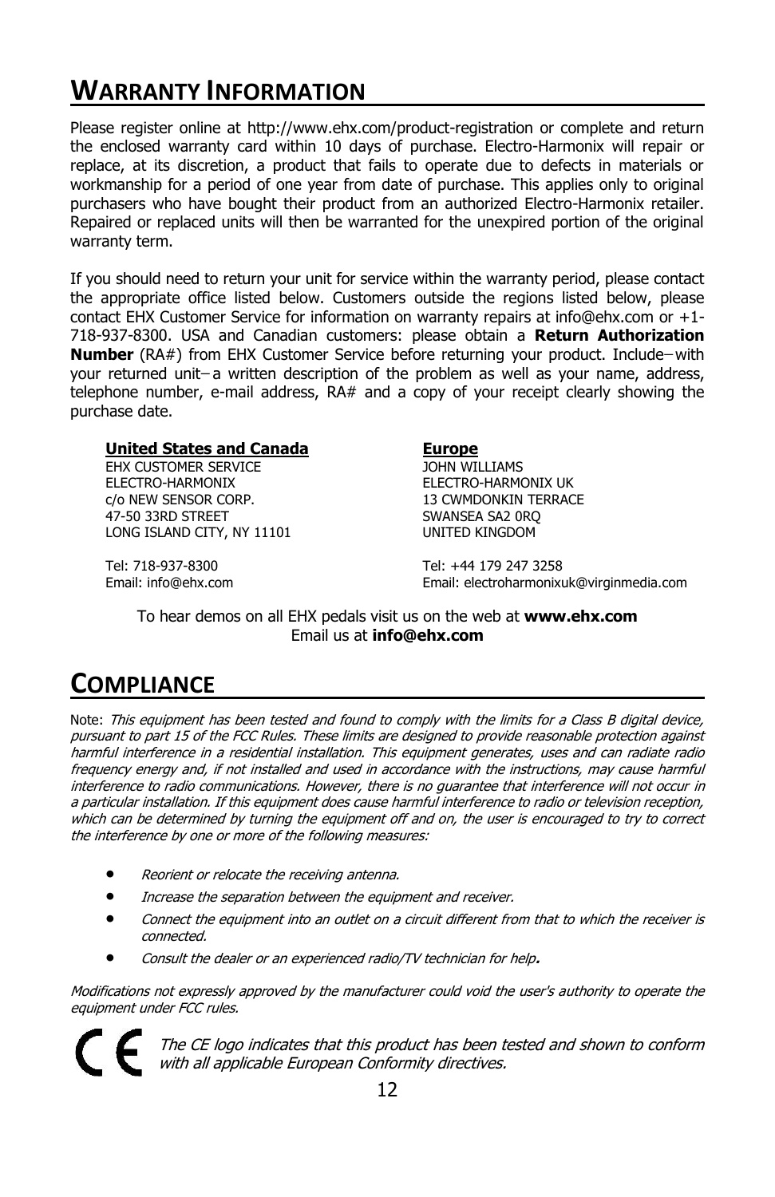# WARRANTY INFORMATION

Please register online at http://www.ehx.com/product-registration or complete and return the enclosed warranty card within 10 days of purchase. Electro-Harmonix will repair or replace, at its discretion, a product that fails to operate due to defects in materials or workmanship for a period of one year from date of purchase. This applies only to original purchasers who have bought their product from an authorized Electro-Harmonix retailer. Repaired or replaced units will then be warranted for the unexpired portion of the original warranty term.

If you should need to return your unit for service within the warranty period, please contact the appropriate office listed below. Customers outside the regions listed below, please contact EHX Customer Service for information on warranty repairs at info@ehx.com or +1-718-937-8300. USA and Canadian customers: please obtain a **Return Authorization Number** (RA#) from EHX Customer Service before returning your product. Include−with your returned unit−a written description of the problem as well as your name, address, telephone number, e-mail address, RA# and a copy of your receipt clearly showing the purchase date.

**United States and Canada**
EHX CUSTOMER SERVICE
ELECTRO-HARMONIX
c/o NEW SENSOR CORP.
47-50 33RD STREET
LONG ISLAND CITY, NY 11101

Tel: 718-937-8300
Email: info@ehx.com

**Europe**
JOHN WILLIAMS
ELECTRO-HARMONIX UK
13 CWMDONKIN TERRACE
SWANSEA SA2 0RQ
UNITED KINGDOM

Tel: +44 179 247 3258
Email: electroharmonixuk@virginmedia.com

To hear demos on all EHX pedals visit us on the web at **www.ehx.com**
Email us at **info@ehx.com**

# COMPLIANCE

Note: *This equipment has been tested and found to comply with the limits for a Class B digital device, pursuant to part 15 of the FCC Rules. These limits are designed to provide reasonable protection against harmful interference in a residential installation. This equipment generates, uses and can radiate radio frequency energy and, if not installed and used in accordance with the instructions, may cause harmful interference to radio communications. However, there is no guarantee that interference will not occur in a particular installation. If this equipment does cause harmful interference to radio or television reception, which can be determined by turning the equipment off and on, the user is encouraged to try to correct the interference by one or more of the following measures:*

- *Reorient or relocate the receiving antenna.*
- *Increase the separation between the equipment and receiver.*
- *Connect the equipment into an outlet on a circuit different from that to which the receiver is connected.*
- *Consult the dealer or an experienced radio/TV technician for help.*

*Modifications not expressly approved by the manufacturer could void the user's authority to operate the equipment under FCC rules.*

*The CE logo indicates that this product has been tested and shown to conform with all applicable European Conformity directives.*